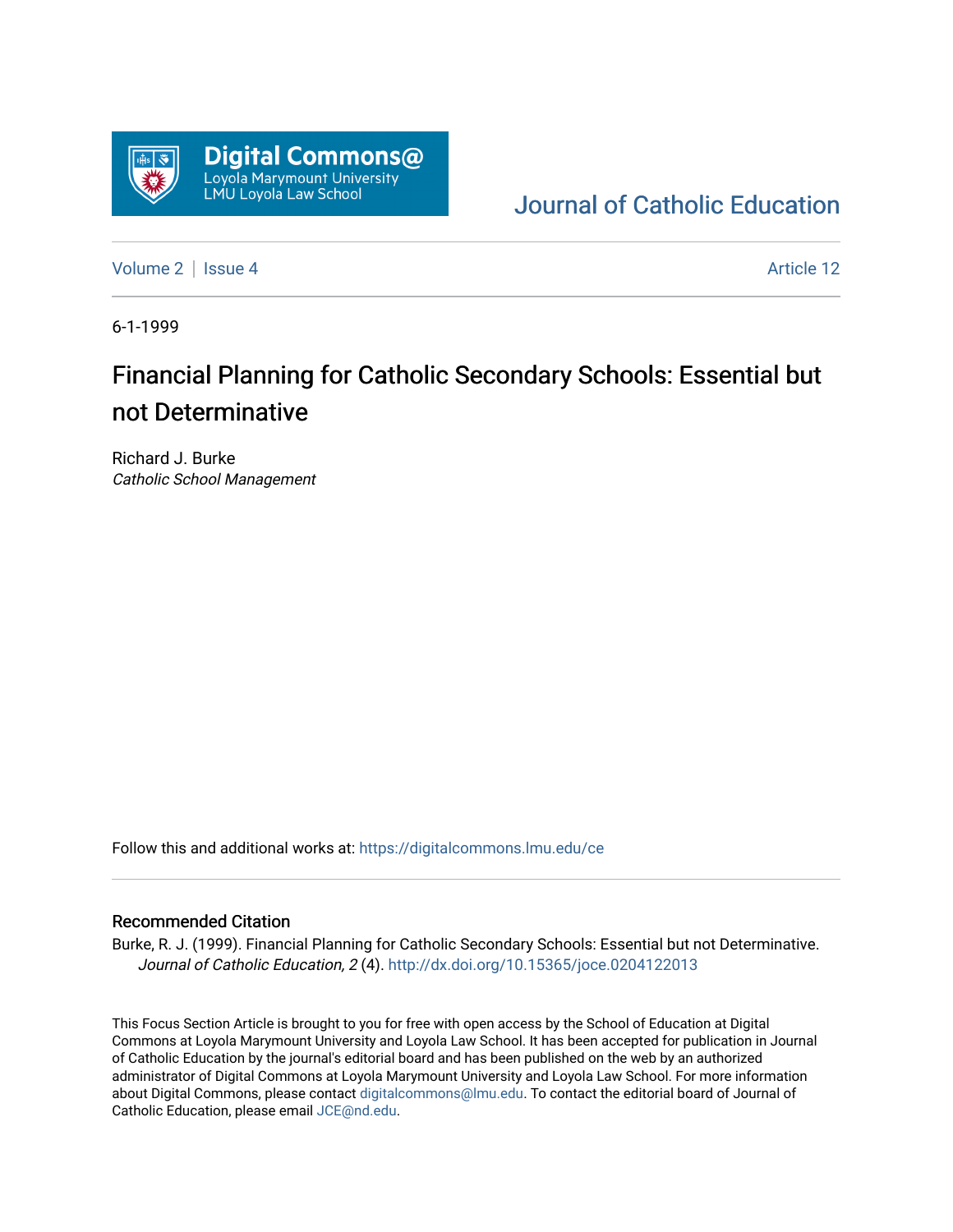Digital Commons@ Loyola Marymount University LMU Loyola Law School

Journal of Catholic Education

Volume 2 | Issue 4 Article 12

6-1-1999

# Financial Planning for Catholic Secondary Schools: Essential but not Determinative

Richard J. Burke
*Catholic School Management*

Follow this and additional works at: https://digitalcommons.lmu.edu/ce

## Recommended Citation

Burke, R. J. (1999). Financial Planning for Catholic Secondary Schools: Essential but not Determinative. *Journal of Catholic Education, 2* (4). http://dx.doi.org/10.15365/joce.0204122013

This Focus Section Article is brought to you for free with open access by the School of Education at Digital Commons at Loyola Marymount University and Loyola Law School. It has been accepted for publication in Journal of Catholic Education by the journal's editorial board and has been published on the web by an authorized administrator of Digital Commons at Loyola Marymount University and Loyola Law School. For more information about Digital Commons, please contact digitalcommons@lmu.edu. To contact the editorial board of Journal of Catholic Education, please email JCE@nd.edu.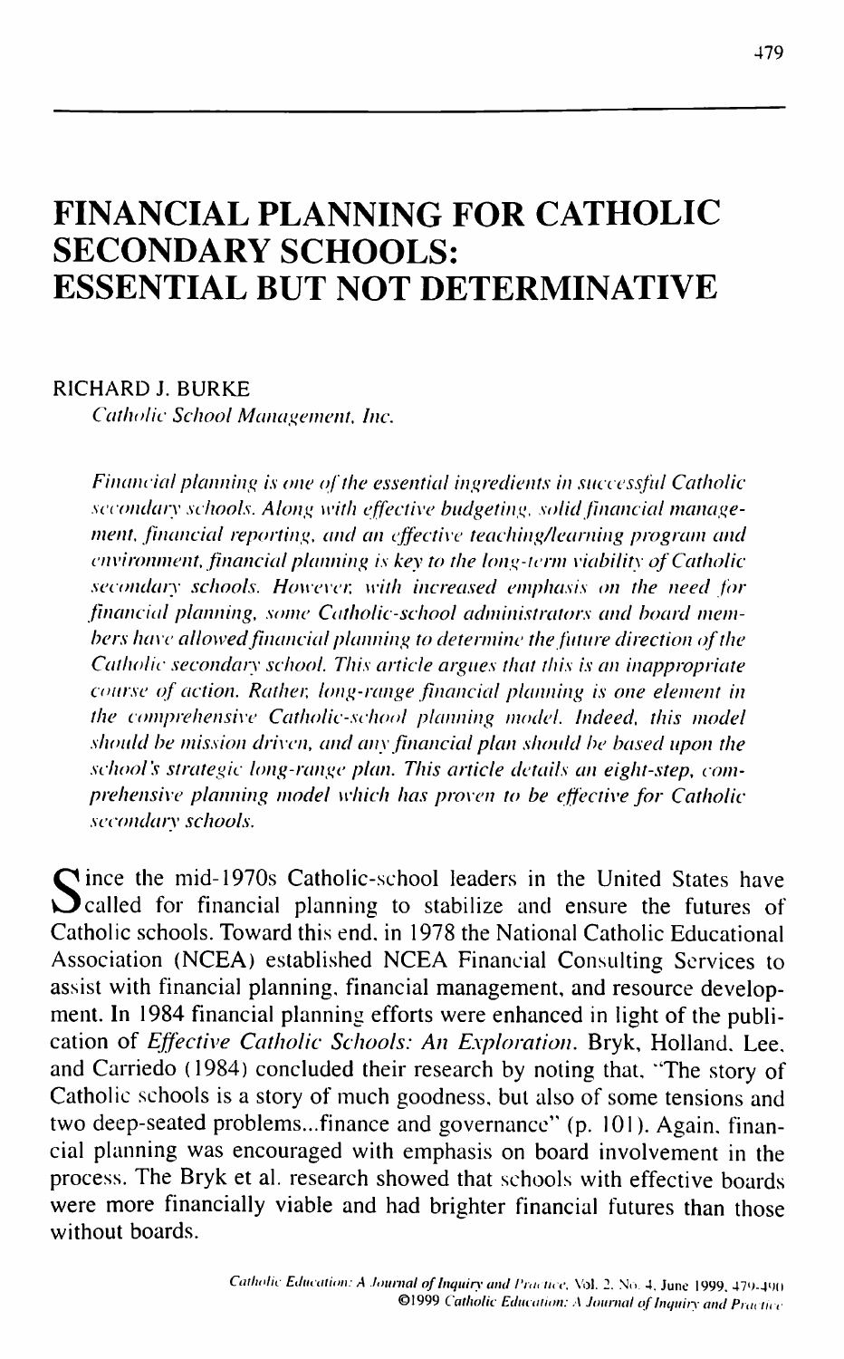# FINANCIAL PLANNING FOR CATHOLIC SECONDARY SCHOOLS: ESSENTIAL BUT NOT DETERMINATIVE

RICHARD J. BURKE
*Catholic School Management, Inc.*

*Financial planning is one of the essential ingredients in successful Catholic secondary schools. Along with effective budgeting, solid financial management, financial reporting, and an effective teaching/learning program and environment, financial planning is key to the long-term viability of Catholic secondary schools. However, with increased emphasis on the need for financial planning, some Catholic-school administrators and board members have allowed financial planning to determine the future direction of the Catholic secondary school. This article argues that this is an inappropriate course of action. Rather, long-range financial planning is one element in the comprehensive Catholic-school planning model. Indeed, this model should be mission driven, and any financial plan should be based upon the school's strategic long-range plan. This article details an eight-step, comprehensive planning model which has proven to be effective for Catholic secondary schools.*

Since the mid-1970s Catholic-school leaders in the United States have called for financial planning to stabilize and ensure the futures of Catholic schools. Toward this end, in 1978 the National Catholic Educational Association (NCEA) established NCEA Financial Consulting Services to assist with financial planning, financial management, and resource development. In 1984 financial planning efforts were enhanced in light of the publication of *Effective Catholic Schools: An Exploration*. Bryk, Holland, Lee, and Carriedo (1984) concluded their research by noting that, "The story of Catholic schools is a story of much goodness, but also of some tensions and two deep-seated problems...finance and governance" (p. 101). Again, financial planning was encouraged with emphasis on board involvement in the process. The Bryk et al. research showed that schools with effective boards were more financially viable and had brighter financial futures than those without boards.

©1999 *Catholic Education: A Journal of Inquiry and Practice*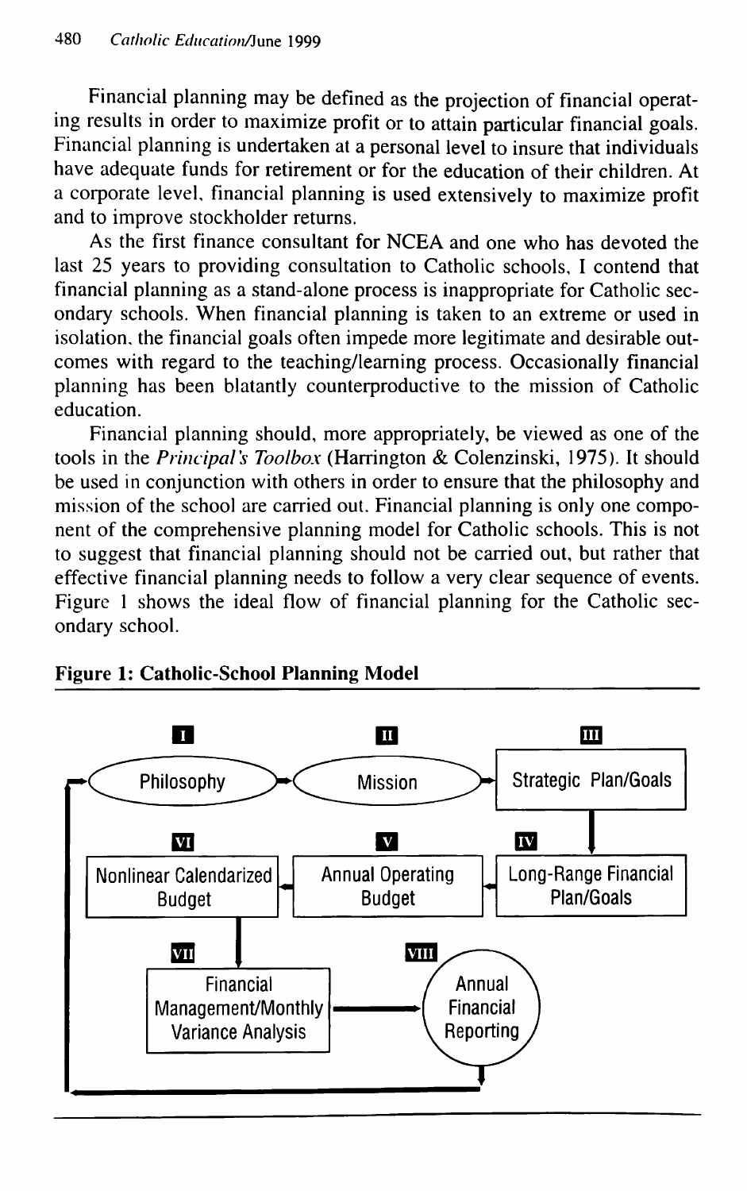Financial planning may be defined as the projection of financial operating results in order to maximize profit or to attain particular financial goals. Financial planning is undertaken at a personal level to insure that individuals have adequate funds for retirement or for the education of their children. At a corporate level, financial planning is used extensively to maximize profit and to improve stockholder returns.

As the first finance consultant for NCEA and one who has devoted the last 25 years to providing consultation to Catholic schools, I contend that financial planning as a stand-alone process is inappropriate for Catholic secondary schools. When financial planning is taken to an extreme or used in isolation, the financial goals often impede more legitimate and desirable outcomes with regard to the teaching/learning process. Occasionally financial planning has been blatantly counterproductive to the mission of Catholic education.

Financial planning should, more appropriately, be viewed as one of the tools in the *Principal's Toolbox* (Harrington & Colenzinski, 1975). It should be used in conjunction with others in order to ensure that the philosophy and mission of the school are carried out. Financial planning is only one component of the comprehensive planning model for Catholic schools. This is not to suggest that financial planning should not be carried out, but rather that effective financial planning needs to follow a very clear sequence of events. Figure 1 shows the ideal flow of financial planning for the Catholic secondary school.

**Figure 1: Catholic-School Planning Model**

I. Philosophy → II. Mission → III. Strategic Plan/Goals → IV. Long-Range Financial Plan/Goals → V. Annual Operating Budget → VI. Nonlinear Calendarized Budget → VII. Financial Management/Monthly Variance Analysis → VIII. Annual Financial Reporting → (back to) I. Philosophy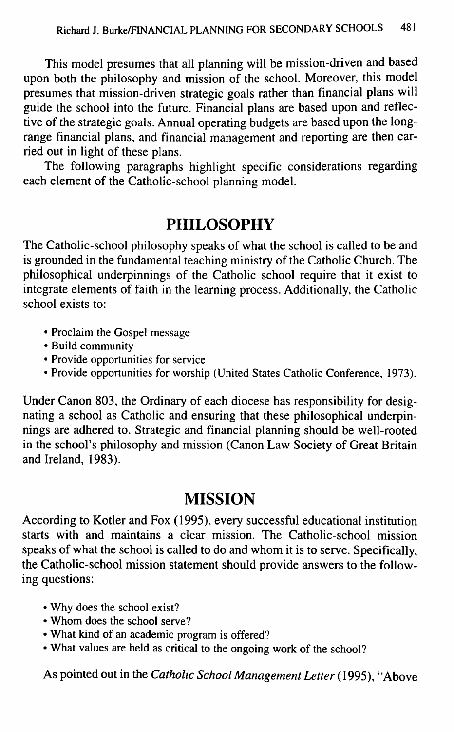This model presumes that all planning will be mission-driven and based upon both the philosophy and mission of the school. Moreover, this model presumes that mission-driven strategic goals rather than financial plans will guide the school into the future. Financial plans are based upon and reflective of the strategic goals. Annual operating budgets are based upon the long-range financial plans, and financial management and reporting are then carried out in light of these plans.

The following paragraphs highlight specific considerations regarding each element of the Catholic-school planning model.

## PHILOSOPHY

The Catholic-school philosophy speaks of what the school is called to be and is grounded in the fundamental teaching ministry of the Catholic Church. The philosophical underpinnings of the Catholic school require that it exist to integrate elements of faith in the learning process. Additionally, the Catholic school exists to:

- Proclaim the Gospel message
- Build community
- Provide opportunities for service
- Provide opportunities for worship (United States Catholic Conference, 1973).

Under Canon 803, the Ordinary of each diocese has responsibility for designating a school as Catholic and ensuring that these philosophical underpinnings are adhered to. Strategic and financial planning should be well-rooted in the school's philosophy and mission (Canon Law Society of Great Britain and Ireland, 1983).

## MISSION

According to Kotler and Fox (1995), every successful educational institution starts with and maintains a clear mission. The Catholic-school mission speaks of what the school is called to do and whom it is to serve. Specifically, the Catholic-school mission statement should provide answers to the following questions:

- Why does the school exist?
- Whom does the school serve?
- What kind of an academic program is offered?
- What values are held as critical to the ongoing work of the school?

As pointed out in the *Catholic School Management Letter* (1995), "Above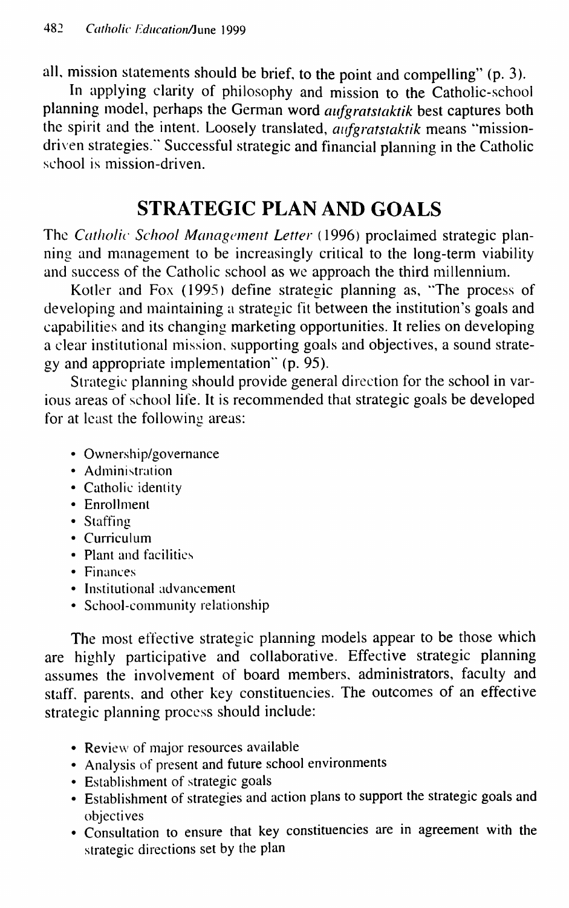all, mission statements should be brief, to the point and compelling" (p. 3).

In applying clarity of philosophy and mission to the Catholic-school planning model, perhaps the German word *aufgratstaktik* best captures both the spirit and the intent. Loosely translated, *aufgratstaktik* means "mission-driven strategies." Successful strategic and financial planning in the Catholic school is mission-driven.

## STRATEGIC PLAN AND GOALS

The *Catholic School Management Letter* (1996) proclaimed strategic planning and management to be increasingly critical to the long-term viability and success of the Catholic school as we approach the third millennium.

Kotler and Fox (1995) define strategic planning as, "The process of developing and maintaining a strategic fit between the institution's goals and capabilities and its changing marketing opportunities. It relies on developing a clear institutional mission, supporting goals and objectives, a sound strategy and appropriate implementation" (p. 95).

Strategic planning should provide general direction for the school in various areas of school life. It is recommended that strategic goals be developed for at least the following areas:

- Ownership/governance
- Administration
- Catholic identity
- Enrollment
- Staffing
- Curriculum
- Plant and facilities
- Finances
- Institutional advancement
- School-community relationship

The most effective strategic planning models appear to be those which are highly participative and collaborative. Effective strategic planning assumes the involvement of board members, administrators, faculty and staff, parents, and other key constituencies. The outcomes of an effective strategic planning process should include:

- Review of major resources available
- Analysis of present and future school environments
- Establishment of strategic goals
- Establishment of strategies and action plans to support the strategic goals and objectives
- Consultation to ensure that key constituencies are in agreement with the strategic directions set by the plan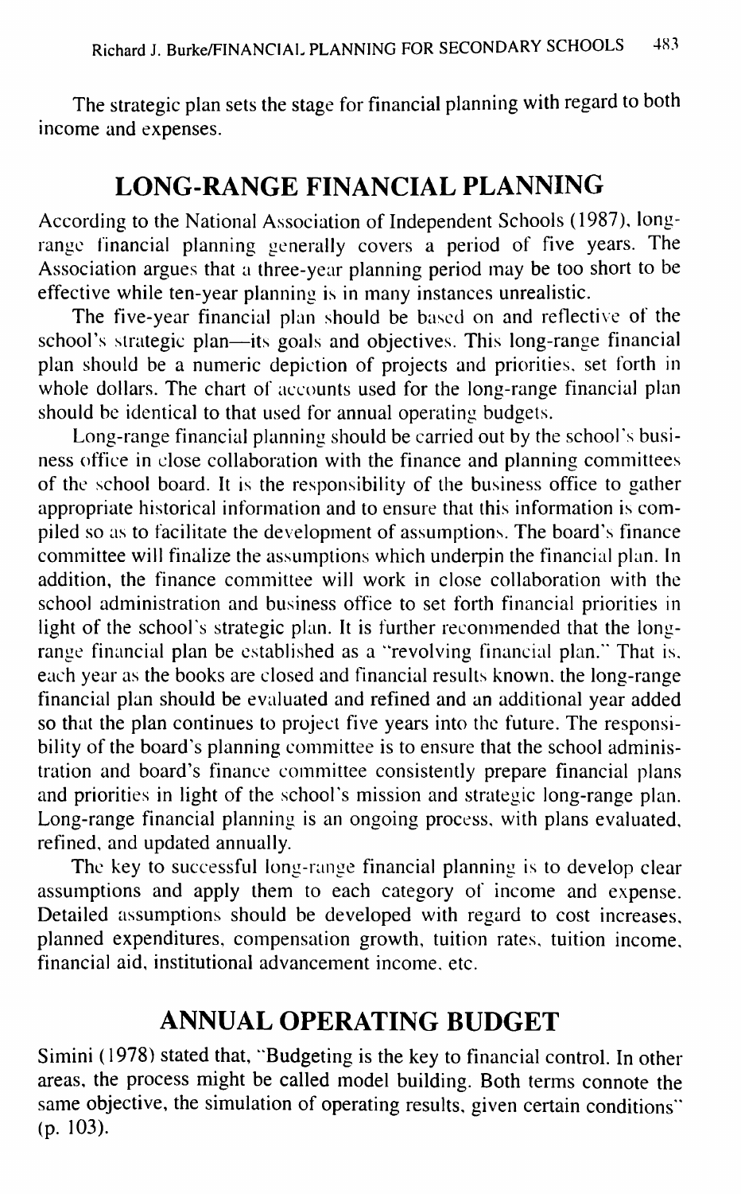The strategic plan sets the stage for financial planning with regard to both income and expenses.

## LONG-RANGE FINANCIAL PLANNING

According to the National Association of Independent Schools (1987), long-range financial planning generally covers a period of five years. The Association argues that a three-year planning period may be too short to be effective while ten-year planning is in many instances unrealistic.

The five-year financial plan should be based on and reflective of the school's strategic plan—its goals and objectives. This long-range financial plan should be a numeric depiction of projects and priorities, set forth in whole dollars. The chart of accounts used for the long-range financial plan should be identical to that used for annual operating budgets.

Long-range financial planning should be carried out by the school's business office in close collaboration with the finance and planning committees of the school board. It is the responsibility of the business office to gather appropriate historical information and to ensure that this information is compiled so as to facilitate the development of assumptions. The board's finance committee will finalize the assumptions which underpin the financial plan. In addition, the finance committee will work in close collaboration with the school administration and business office to set forth financial priorities in light of the school's strategic plan. It is further recommended that the long-range financial plan be established as a "revolving financial plan." That is, each year as the books are closed and financial results known, the long-range financial plan should be evaluated and refined and an additional year added so that the plan continues to project five years into the future. The responsibility of the board's planning committee is to ensure that the school administration and board's finance committee consistently prepare financial plans and priorities in light of the school's mission and strategic long-range plan. Long-range financial planning is an ongoing process, with plans evaluated, refined, and updated annually.

The key to successful long-range financial planning is to develop clear assumptions and apply them to each category of income and expense. Detailed assumptions should be developed with regard to cost increases, planned expenditures, compensation growth, tuition rates, tuition income, financial aid, institutional advancement income, etc.

## ANNUAL OPERATING BUDGET

Simini (1978) stated that, "Budgeting is the key to financial control. In other areas, the process might be called model building. Both terms connote the same objective, the simulation of operating results, given certain conditions" (p. 103).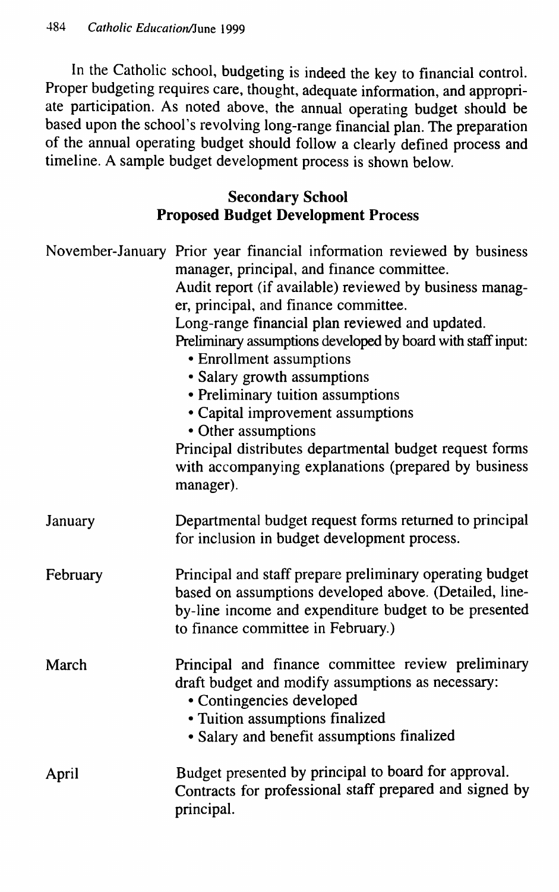In the Catholic school, budgeting is indeed the key to financial control. Proper budgeting requires care, thought, adequate information, and appropriate participation. As noted above, the annual operating budget should be based upon the school's revolving long-range financial plan. The preparation of the annual operating budget should follow a clearly defined process and timeline. A sample budget development process is shown below.

**Secondary School**
**Proposed Budget Development Process**

| | |
|---|---|
| November-January | Prior year financial information reviewed by business manager, principal, and finance committee.<br>Audit report (if available) reviewed by business manager, principal, and finance committee.<br>Long-range financial plan reviewed and updated.<br>Preliminary assumptions developed by board with staff input:<br>• Enrollment assumptions<br>• Salary growth assumptions<br>• Preliminary tuition assumptions<br>• Capital improvement assumptions<br>• Other assumptions<br>Principal distributes departmental budget request forms with accompanying explanations (prepared by business manager). |
| January | Departmental budget request forms returned to principal for inclusion in budget development process. |
| February | Principal and staff prepare preliminary operating budget based on assumptions developed above. (Detailed, line-by-line income and expenditure budget to be presented to finance committee in February.) |
| March | Principal and finance committee review preliminary draft budget and modify assumptions as necessary:<br>• Contingencies developed<br>• Tuition assumptions finalized<br>• Salary and benefit assumptions finalized |
| April | Budget presented by principal to board for approval.<br>Contracts for professional staff prepared and signed by principal. |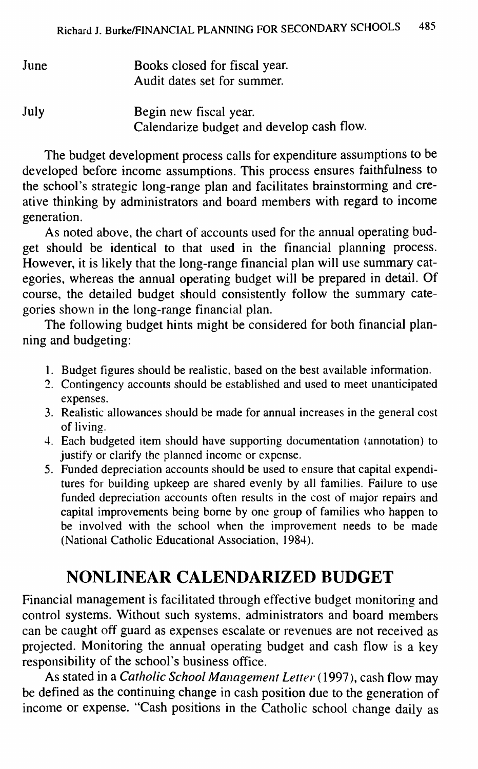| | |
|---|---|
| June | Books closed for fiscal year. Audit dates set for summer. |
| July | Begin new fiscal year. Calendarize budget and develop cash flow. |

The budget development process calls for expenditure assumptions to be developed before income assumptions. This process ensures faithfulness to the school's strategic long-range plan and facilitates brainstorming and creative thinking by administrators and board members with regard to income generation.

As noted above, the chart of accounts used for the annual operating budget should be identical to that used in the financial planning process. However, it is likely that the long-range financial plan will use summary categories, whereas the annual operating budget will be prepared in detail. Of course, the detailed budget should consistently follow the summary categories shown in the long-range financial plan.

The following budget hints might be considered for both financial planning and budgeting:

1. Budget figures should be realistic, based on the best available information.
2. Contingency accounts should be established and used to meet unanticipated expenses.
3. Realistic allowances should be made for annual increases in the general cost of living.
4. Each budgeted item should have supporting documentation (annotation) to justify or clarify the planned income or expense.
5. Funded depreciation accounts should be used to ensure that capital expenditures for building upkeep are shared evenly by all families. Failure to use funded depreciation accounts often results in the cost of major repairs and capital improvements being borne by one group of families who happen to be involved with the school when the improvement needs to be made (National Catholic Educational Association, 1984).

## NONLINEAR CALENDARIZED BUDGET

Financial management is facilitated through effective budget monitoring and control systems. Without such systems, administrators and board members can be caught off guard as expenses escalate or revenues are not received as projected. Monitoring the annual operating budget and cash flow is a key responsibility of the school's business office.

As stated in a *Catholic School Management Letter* (1997), cash flow may be defined as the continuing change in cash position due to the generation of income or expense. "Cash positions in the Catholic school change daily as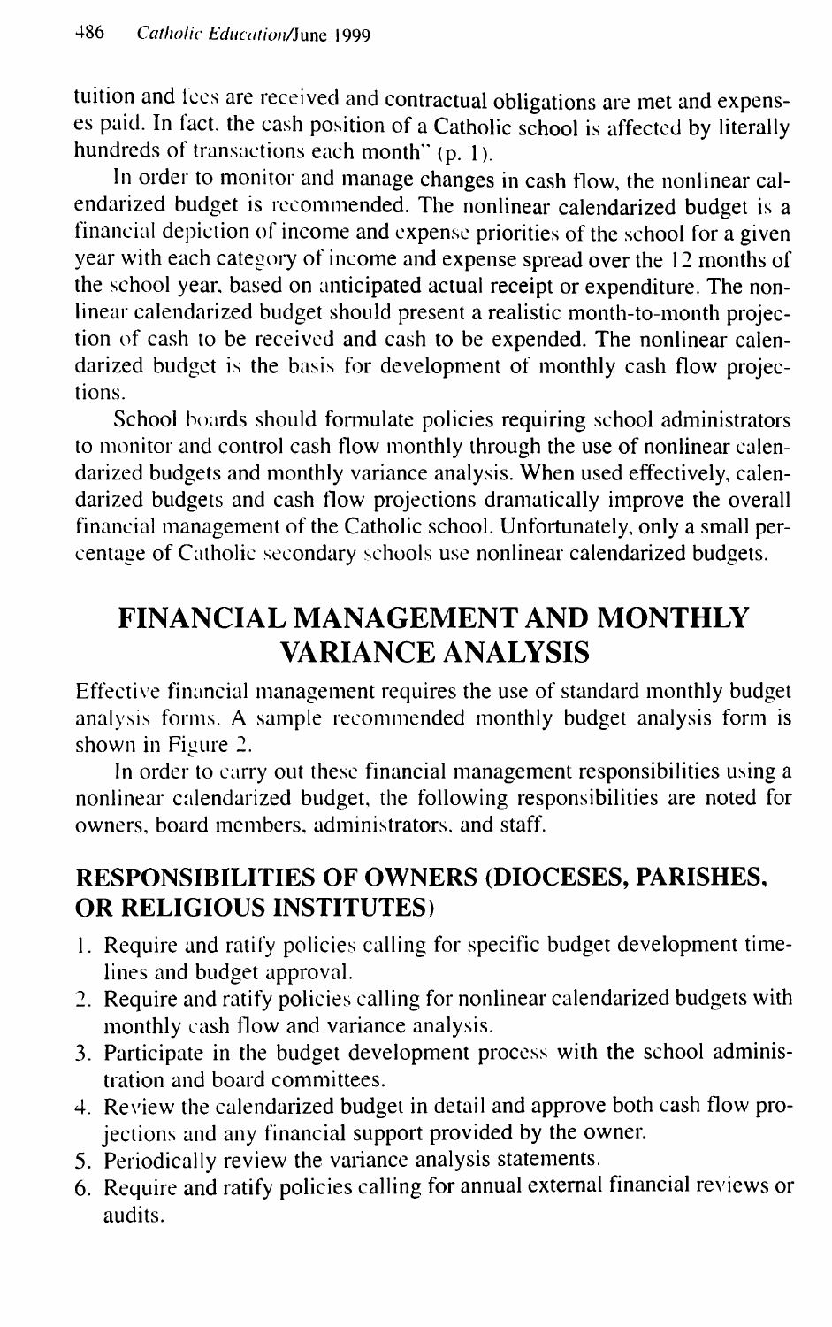tuition and fees are received and contractual obligations are met and expenses paid. In fact, the cash position of a Catholic school is affected by literally hundreds of transactions each month" (p. 1).

In order to monitor and manage changes in cash flow, the nonlinear calendarized budget is recommended. The nonlinear calendarized budget is a financial depiction of income and expense priorities of the school for a given year with each category of income and expense spread over the 12 months of the school year, based on anticipated actual receipt or expenditure. The nonlinear calendarized budget should present a realistic month-to-month projection of cash to be received and cash to be expended. The nonlinear calendarized budget is the basis for development of monthly cash flow projections.

School boards should formulate policies requiring school administrators to monitor and control cash flow monthly through the use of nonlinear calendarized budgets and monthly variance analysis. When used effectively, calendarized budgets and cash flow projections dramatically improve the overall financial management of the Catholic school. Unfortunately, only a small percentage of Catholic secondary schools use nonlinear calendarized budgets.

# FINANCIAL MANAGEMENT AND MONTHLY VARIANCE ANALYSIS

Effective financial management requires the use of standard monthly budget analysis forms. A sample recommended monthly budget analysis form is shown in Figure 2.

In order to carry out these financial management responsibilities using a nonlinear calendarized budget, the following responsibilities are noted for owners, board members, administrators, and staff.

## RESPONSIBILITIES OF OWNERS (DIOCESES, PARISHES, OR RELIGIOUS INSTITUTES)

1. Require and ratify policies calling for specific budget development timelines and budget approval.
2. Require and ratify policies calling for nonlinear calendarized budgets with monthly cash flow and variance analysis.
3. Participate in the budget development process with the school administration and board committees.
4. Review the calendarized budget in detail and approve both cash flow projections and any financial support provided by the owner.
5. Periodically review the variance analysis statements.
6. Require and ratify policies calling for annual external financial reviews or audits.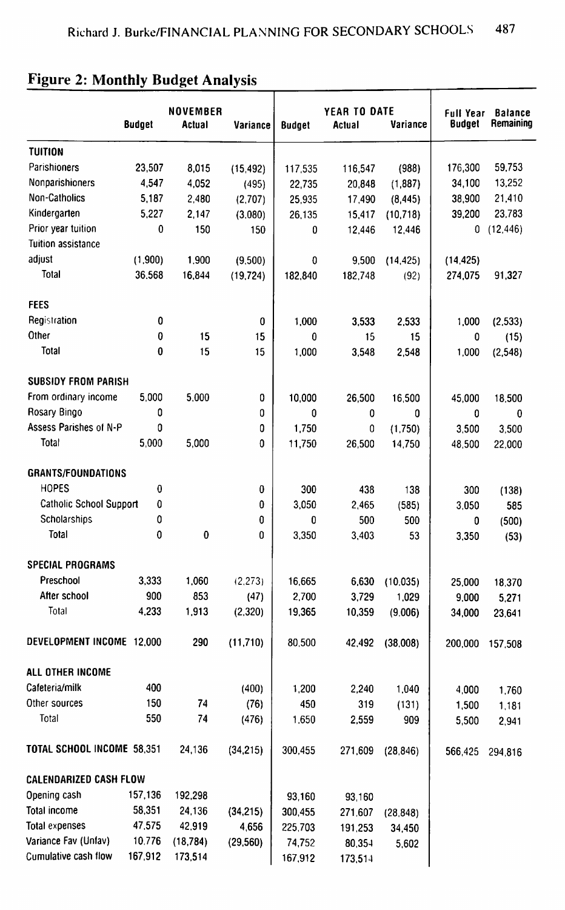## Figure 2: Monthly Budget Analysis

| | NOVEMBER | | | YEAR TO DATE | | | Full Year | Balance |
|---|---|---|---|---|---|---|---|---|
| | Budget | Actual | Variance | Budget | Actual | Variance | Budget | Remaining |
| **TUITION** | | | | | | | | |
| Parishioners | 23,507 | 8,015 | (15,492) | 117,535 | 116,547 | (988) | 176,300 | 59,753 |
| Nonparishioners | 4,547 | 4,052 | (495) | 22,735 | 20,848 | (1,887) | 34,100 | 13,252 |
| Non-Catholics | 5,187 | 2,480 | (2,707) | 25,935 | 17,490 | (8,445) | 38,900 | 21,410 |
| Kindergarten | 5,227 | 2,147 | (3,080) | 26,135 | 15,417 | (10,718) | 39,200 | 23,783 |
| Prior year tuition | 0 | 150 | 150 | 0 | 12,446 | 12,446 | 0 | (12,446) |
| Tuition assistance adjust | (1,900) | 1,900 | (9,500) | 0 | 9,500 | (14,425) | (14,425) | |
| Total | 36,568 | 16,844 | (19,724) | 182,840 | 182,748 | (92) | 274,075 | 91,327 |
| **FEES** | | | | | | | | |
| Registration | 0 | | 0 | 1,000 | 3,533 | 2,533 | 1,000 | (2,533) |
| Other | 0 | 15 | 15 | 0 | 15 | 15 | 0 | (15) |
| Total | 0 | 15 | 15 | 1,000 | 3,548 | 2,548 | 1,000 | (2,548) |
| **SUBSIDY FROM PARISH** | | | | | | | | |
| From ordinary income | 5,000 | 5,000 | 0 | 10,000 | 26,500 | 16,500 | 45,000 | 18,500 |
| Rosary Bingo | 0 | | 0 | 0 | 0 | 0 | 0 | 0 |
| Assess Parishes of N-P | 0 | | 0 | 1,750 | 0 | (1,750) | 3,500 | 3,500 |
| Total | 5,000 | 5,000 | 0 | 11,750 | 26,500 | 14,750 | 48,500 | 22,000 |
| **GRANTS/FOUNDATIONS** | | | | | | | | |
| HOPES | 0 | | 0 | 300 | 438 | 138 | 300 | (138) |
| Catholic School Support | 0 | | 0 | 3,050 | 2,465 | (585) | 3,050 | 585 |
| Scholarships | 0 | | 0 | 0 | 500 | 500 | 0 | (500) |
| Total | 0 | 0 | 0 | 3,350 | 3,403 | 53 | 3,350 | (53) |
| **SPECIAL PROGRAMS** | | | | | | | | |
| Preschool | 3,333 | 1,060 | (2,273) | 16,665 | 6,630 | (10,035) | 25,000 | 18,370 |
| After school | 900 | 853 | (47) | 2,700 | 3,729 | 1,029 | 9,000 | 5,271 |
| Total | 4,233 | 1,913 | (2,320) | 19,365 | 10,359 | (9,006) | 34,000 | 23,641 |
| **DEVELOPMENT INCOME** | 12,000 | 290 | (11,710) | 80,500 | 42,492 | (38,008) | 200,000 | 157,508 |
| **ALL OTHER INCOME** | | | | | | | | |
| Cafeteria/milk | 400 | | (400) | 1,200 | 2,240 | 1,040 | 4,000 | 1,760 |
| Other sources | 150 | 74 | (76) | 450 | 319 | (131) | 1,500 | 1,181 |
| Total | 550 | 74 | (476) | 1,650 | 2,559 | 909 | 5,500 | 2,941 |
| **TOTAL SCHOOL INCOME** | 58,351 | 24,136 | (34,215) | 300,455 | 271,609 | (28,846) | 566,425 | 294,816 |
| **CALENDARIZED CASH FLOW** | | | | | | | | |
| Opening cash | 157,136 | 192,298 | | 93,160 | 93,160 | | | |
| Total income | 58,351 | 24,136 | (34,215) | 300,455 | 271,607 | (28,848) | | |
| Total expenses | 47,575 | 42,919 | 4,656 | 225,703 | 191,253 | 34,450 | | |
| Variance Fav (Unfav) | 10,776 | (18,784) | (29,560) | 74,752 | 80,354 | 5,602 | | |
| Cumulative cash flow | 167,912 | 173,514 | | 167,912 | 173,514 | | | |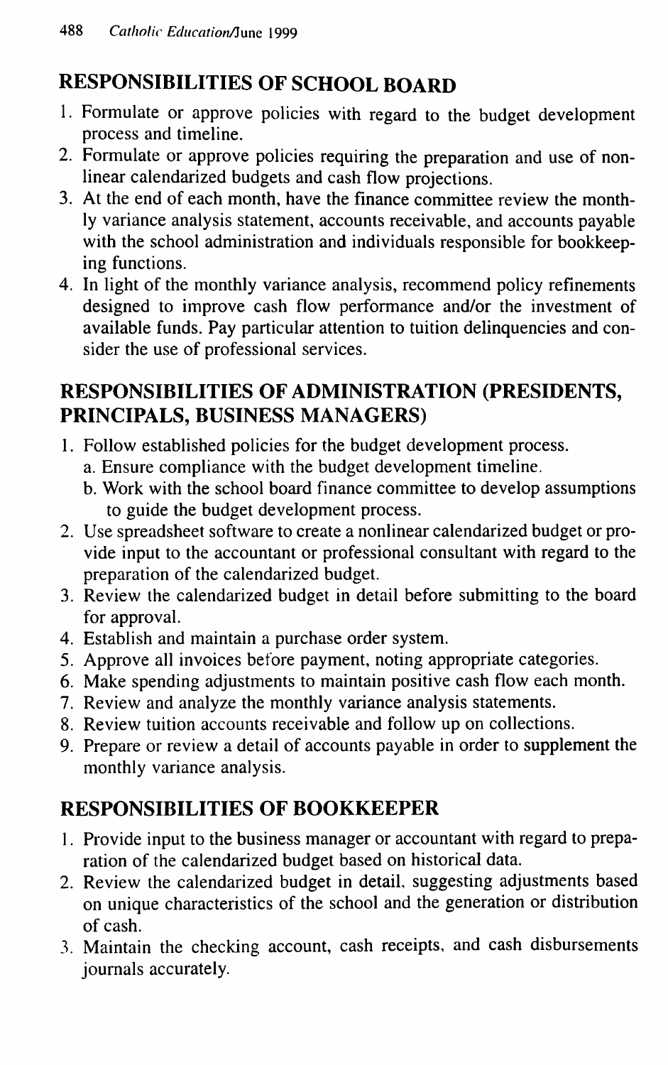## RESPONSIBILITIES OF SCHOOL BOARD

1. Formulate or approve policies with regard to the budget development process and timeline.
2. Formulate or approve policies requiring the preparation and use of non-linear calendarized budgets and cash flow projections.
3. At the end of each month, have the finance committee review the monthly variance analysis statement, accounts receivable, and accounts payable with the school administration and individuals responsible for bookkeeping functions.
4. In light of the monthly variance analysis, recommend policy refinements designed to improve cash flow performance and/or the investment of available funds. Pay particular attention to tuition delinquencies and consider the use of professional services.

## RESPONSIBILITIES OF ADMINISTRATION (PRESIDENTS, PRINCIPALS, BUSINESS MANAGERS)

1. Follow established policies for the budget development process.
   a. Ensure compliance with the budget development timeline.
   b. Work with the school board finance committee to develop assumptions to guide the budget development process.
2. Use spreadsheet software to create a nonlinear calendarized budget or provide input to the accountant or professional consultant with regard to the preparation of the calendarized budget.
3. Review the calendarized budget in detail before submitting to the board for approval.
4. Establish and maintain a purchase order system.
5. Approve all invoices before payment, noting appropriate categories.
6. Make spending adjustments to maintain positive cash flow each month.
7. Review and analyze the monthly variance analysis statements.
8. Review tuition accounts receivable and follow up on collections.
9. Prepare or review a detail of accounts payable in order to supplement the monthly variance analysis.

## RESPONSIBILITIES OF BOOKKEEPER

1. Provide input to the business manager or accountant with regard to preparation of the calendarized budget based on historical data.
2. Review the calendarized budget in detail, suggesting adjustments based on unique characteristics of the school and the generation or distribution of cash.
3. Maintain the checking account, cash receipts, and cash disbursements journals accurately.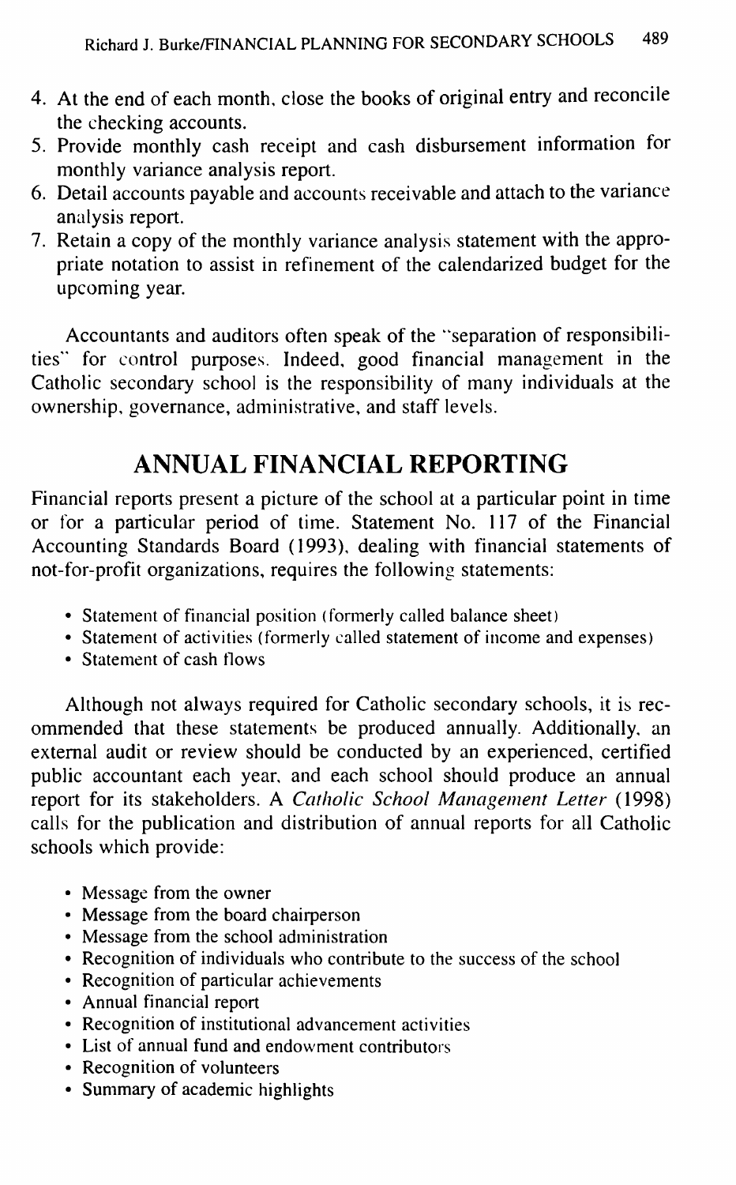4. At the end of each month, close the books of original entry and reconcile the checking accounts.
5. Provide monthly cash receipt and cash disbursement information for monthly variance analysis report.
6. Detail accounts payable and accounts receivable and attach to the variance analysis report.
7. Retain a copy of the monthly variance analysis statement with the appropriate notation to assist in refinement of the calendarized budget for the upcoming year.

Accountants and auditors often speak of the "separation of responsibilities" for control purposes. Indeed, good financial management in the Catholic secondary school is the responsibility of many individuals at the ownership, governance, administrative, and staff levels.

## ANNUAL FINANCIAL REPORTING

Financial reports present a picture of the school at a particular point in time or for a particular period of time. Statement No. 117 of the Financial Accounting Standards Board (1993), dealing with financial statements of not-for-profit organizations, requires the following statements:

- Statement of financial position (formerly called balance sheet)
- Statement of activities (formerly called statement of income and expenses)
- Statement of cash flows

Although not always required for Catholic secondary schools, it is recommended that these statements be produced annually. Additionally, an external audit or review should be conducted by an experienced, certified public accountant each year, and each school should produce an annual report for its stakeholders. A *Catholic School Management Letter* (1998) calls for the publication and distribution of annual reports for all Catholic schools which provide:

- Message from the owner
- Message from the board chairperson
- Message from the school administration
- Recognition of individuals who contribute to the success of the school
- Recognition of particular achievements
- Annual financial report
- Recognition of institutional advancement activities
- List of annual fund and endowment contributors
- Recognition of volunteers
- Summary of academic highlights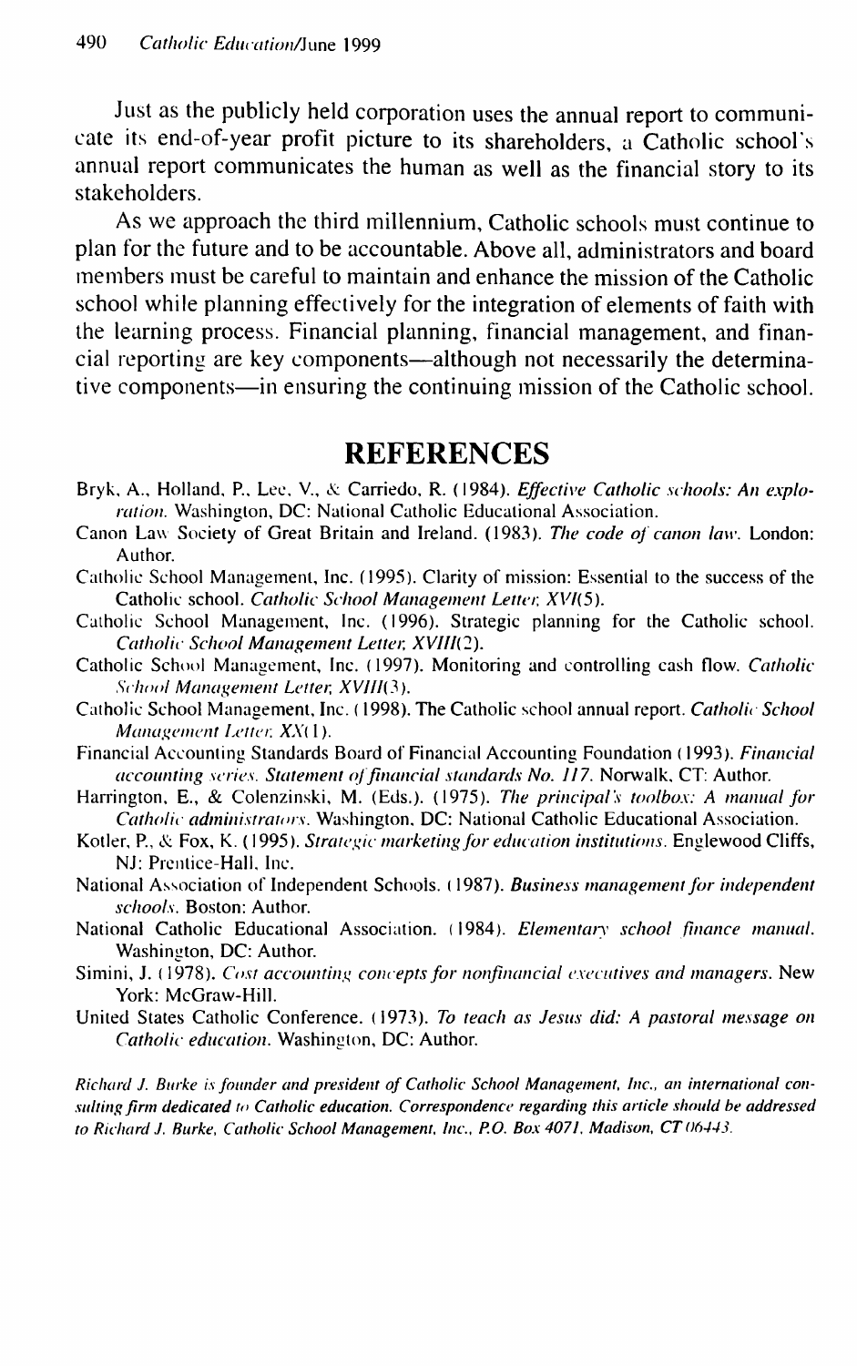Just as the publicly held corporation uses the annual report to communicate its end-of-year profit picture to its shareholders, a Catholic school's annual report communicates the human as well as the financial story to its stakeholders.

As we approach the third millennium, Catholic schools must continue to plan for the future and to be accountable. Above all, administrators and board members must be careful to maintain and enhance the mission of the Catholic school while planning effectively for the integration of elements of faith with the learning process. Financial planning, financial management, and financial reporting are key components—although not necessarily the determinative components—in ensuring the continuing mission of the Catholic school.

## REFERENCES

Bryk, A., Holland, P., Lee, V., & Carriedo, R. (1984). *Effective Catholic schools: An exploration.* Washington, DC: National Catholic Educational Association.

Canon Law Society of Great Britain and Ireland. (1983). *The code of canon law.* London: Author.

Catholic School Management, Inc. (1995). Clarity of mission: Essential to the success of the Catholic school. *Catholic School Management Letter, XVI*(5).

Catholic School Management, Inc. (1996). Strategic planning for the Catholic school. *Catholic School Management Letter, XVIII*(2).

Catholic School Management, Inc. (1997). Monitoring and controlling cash flow. *Catholic School Management Letter, XVIII*(3).

Catholic School Management, Inc. (1998). The Catholic school annual report. *Catholic School Management Letter, XX*(1).

Financial Accounting Standards Board of Financial Accounting Foundation (1993). *Financial accounting series. Statement of financial standards No. 117.* Norwalk, CT: Author.

Harrington, E., & Colenzinski, M. (Eds.). (1975). *The principal's toolbox: A manual for Catholic administrators.* Washington, DC: National Catholic Educational Association.

Kotler, P., & Fox, K. (1995). *Strategic marketing for education institutions.* Englewood Cliffs, NJ: Prentice-Hall, Inc.

National Association of Independent Schools. (1987). *Business management for independent schools.* Boston: Author.

National Catholic Educational Association. (1984). *Elementary school finance manual.* Washington, DC: Author.

Simini, J. (1978). *Cost accounting concepts for nonfinancial executives and managers.* New York: McGraw-Hill.

United States Catholic Conference. (1973). *To teach as Jesus did: A pastoral message on Catholic education.* Washington, DC: Author.

*Richard J. Burke is founder and president of Catholic School Management, Inc., an international consulting firm dedicated to Catholic education. Correspondence regarding this article should be addressed to Richard J. Burke, Catholic School Management, Inc., P.O. Box 4071, Madison, CT 06443.*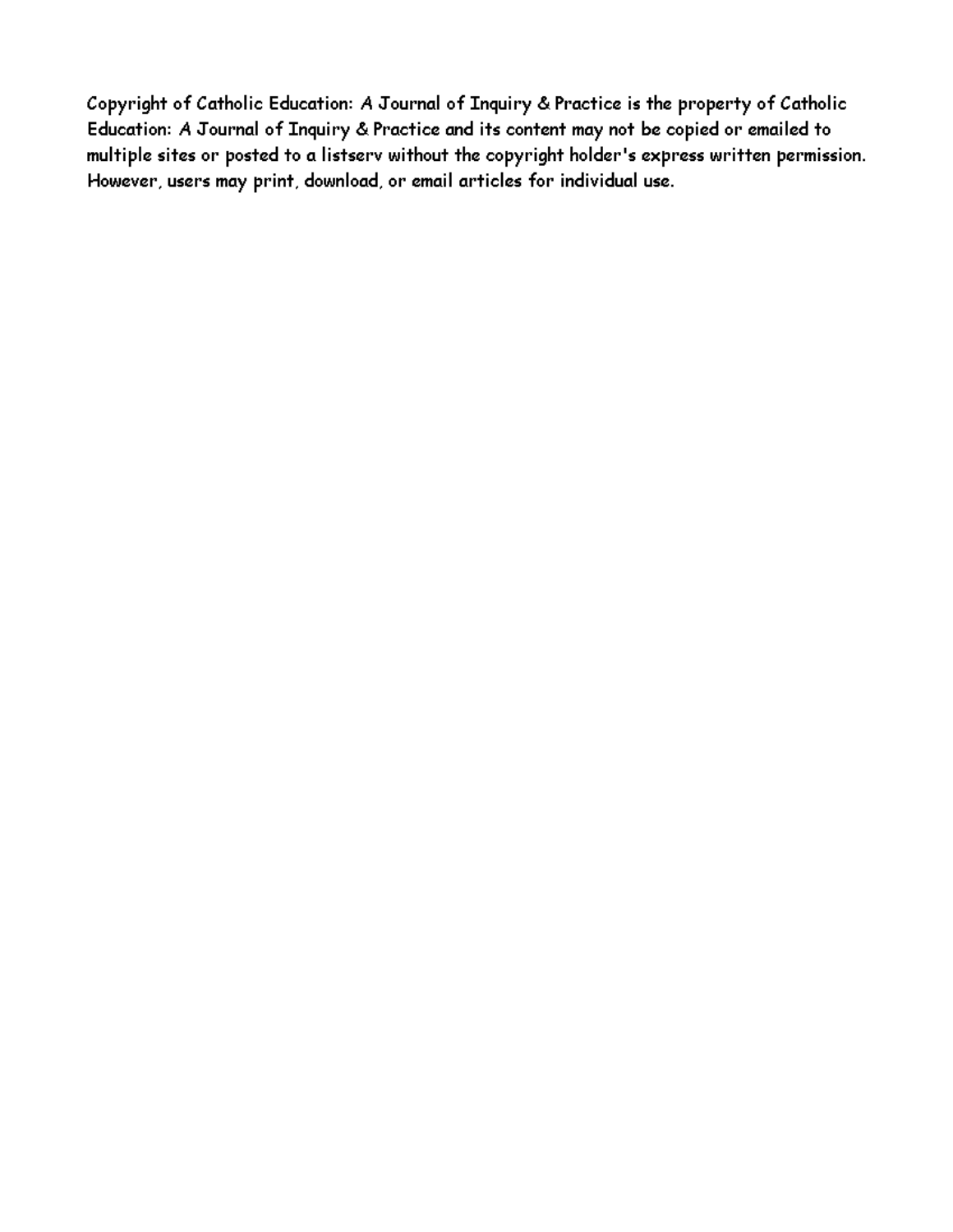Copyright of Catholic Education: A Journal of Inquiry & Practice is the property of Catholic Education: A Journal of Inquiry & Practice and its content may not be copied or emailed to multiple sites or posted to a listserv without the copyright holder's express written permission. However, users may print, download, or email articles for individual use.